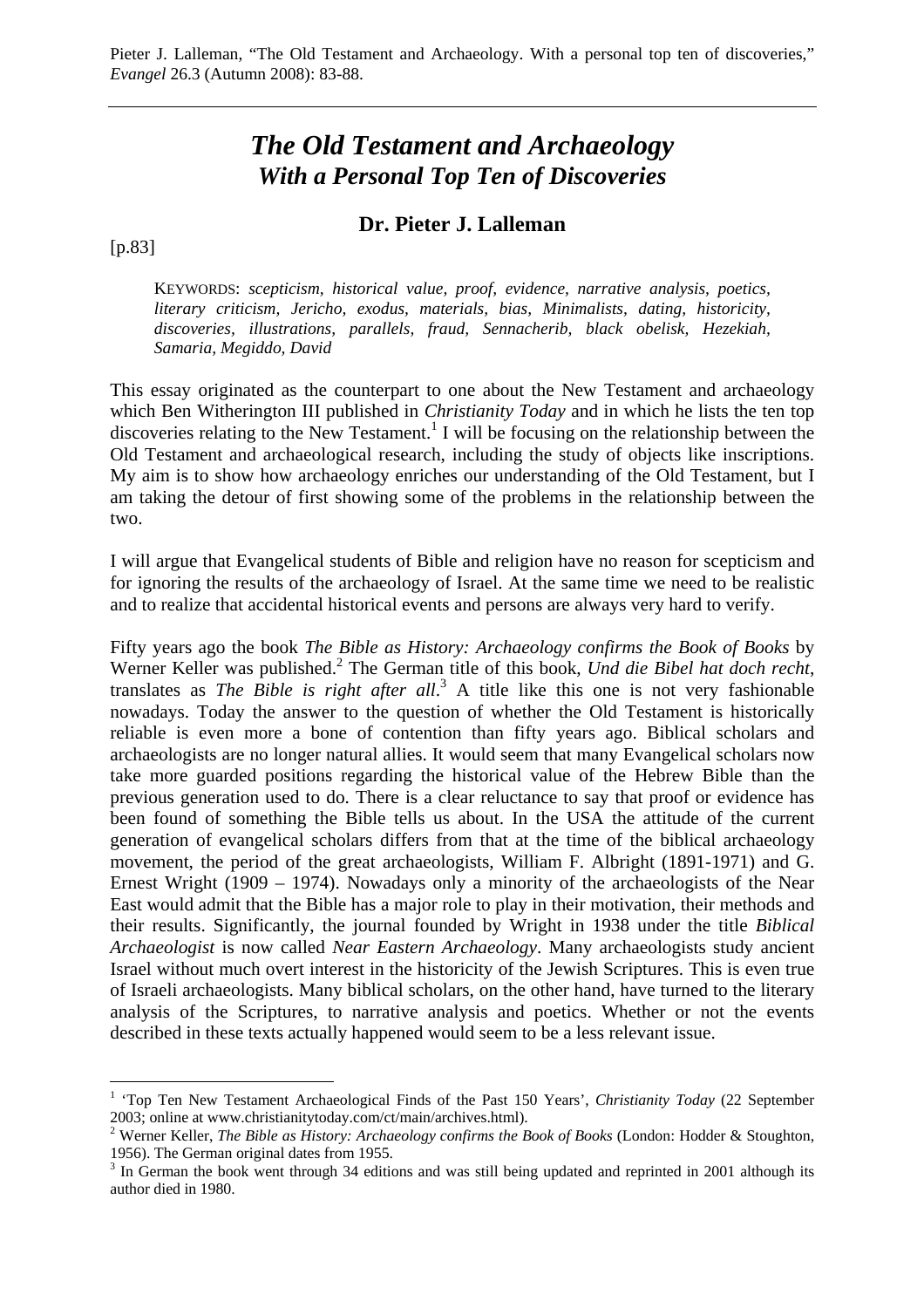Pieter J. Lalleman, “The Old Testament and Archaeology. With a personal top ten of discoveries,” *Evangel* 26.3 (Autumn 2008): 83-88.

# *The Old Testament and Archaeology*
## *With a Personal Top Ten of Discoveries*

### Dr. Pieter J. Lalleman

[p.83]

KEYWORDS: *scepticism, historical value, proof, evidence, narrative analysis, poetics, literary criticism, Jericho, exodus, materials, bias, Minimalists, dating, historicity, discoveries, illustrations, parallels, fraud, Sennacherib, black obelisk, Hezekiah, Samaria, Megiddo, David*

This essay originated as the counterpart to one about the New Testament and archaeology which Ben Witherington III published in *Christianity Today* and in which he lists the ten top discoveries relating to the New Testament.[1] I will be focusing on the relationship between the Old Testament and archaeological research, including the study of objects like inscriptions. My aim is to show how archaeology enriches our understanding of the Old Testament, but I am taking the detour of first showing some of the problems in the relationship between the two.

I will argue that Evangelical students of Bible and religion have no reason for scepticism and for ignoring the results of the archaeology of Israel. At the same time we need to be realistic and to realize that accidental historical events and persons are always very hard to verify.

Fifty years ago the book *The Bible as History: Archaeology confirms the Book of Books* by Werner Keller was published.[2] The German title of this book, *Und die Bibel hat doch recht*, translates as *The Bible is right after all*.[3] A title like this one is not very fashionable nowadays. Today the answer to the question of whether the Old Testament is historically reliable is even more a bone of contention than fifty years ago. Biblical scholars and archaeologists are no longer natural allies. It would seem that many Evangelical scholars now take more guarded positions regarding the historical value of the Hebrew Bible than the previous generation used to do. There is a clear reluctance to say that proof or evidence has been found of something the Bible tells us about. In the USA the attitude of the current generation of evangelical scholars differs from that at the time of the biblical archaeology movement, the period of the great archaeologists, William F. Albright (1891-1971) and G. Ernest Wright (1909 – 1974). Nowadays only a minority of the archaeologists of the Near East would admit that the Bible has a major role to play in their motivation, their methods and their results. Significantly, the journal founded by Wright in 1938 under the title *Biblical Archaeologist* is now called *Near Eastern Archaeology*. Many archaeologists study ancient Israel without much overt interest in the historicity of the Jewish Scriptures. This is even true of Israeli archaeologists. Many biblical scholars, on the other hand, have turned to the literary analysis of the Scriptures, to narrative analysis and poetics. Whether or not the events described in these texts actually happened would seem to be a less relevant issue.

---

[1] ‘Top Ten New Testament Archaeological Finds of the Past 150 Years’, *Christianity Today* (22 September 2003; online at www.christianitytoday.com/ct/main/archives.html).

[2] Werner Keller, *The Bible as History: Archaeology confirms the Book of Books* (London: Hodder & Stoughton, 1956). The German original dates from 1955.

[3] In German the book went through 34 editions and was still being updated and reprinted in 2001 although its author died in 1980.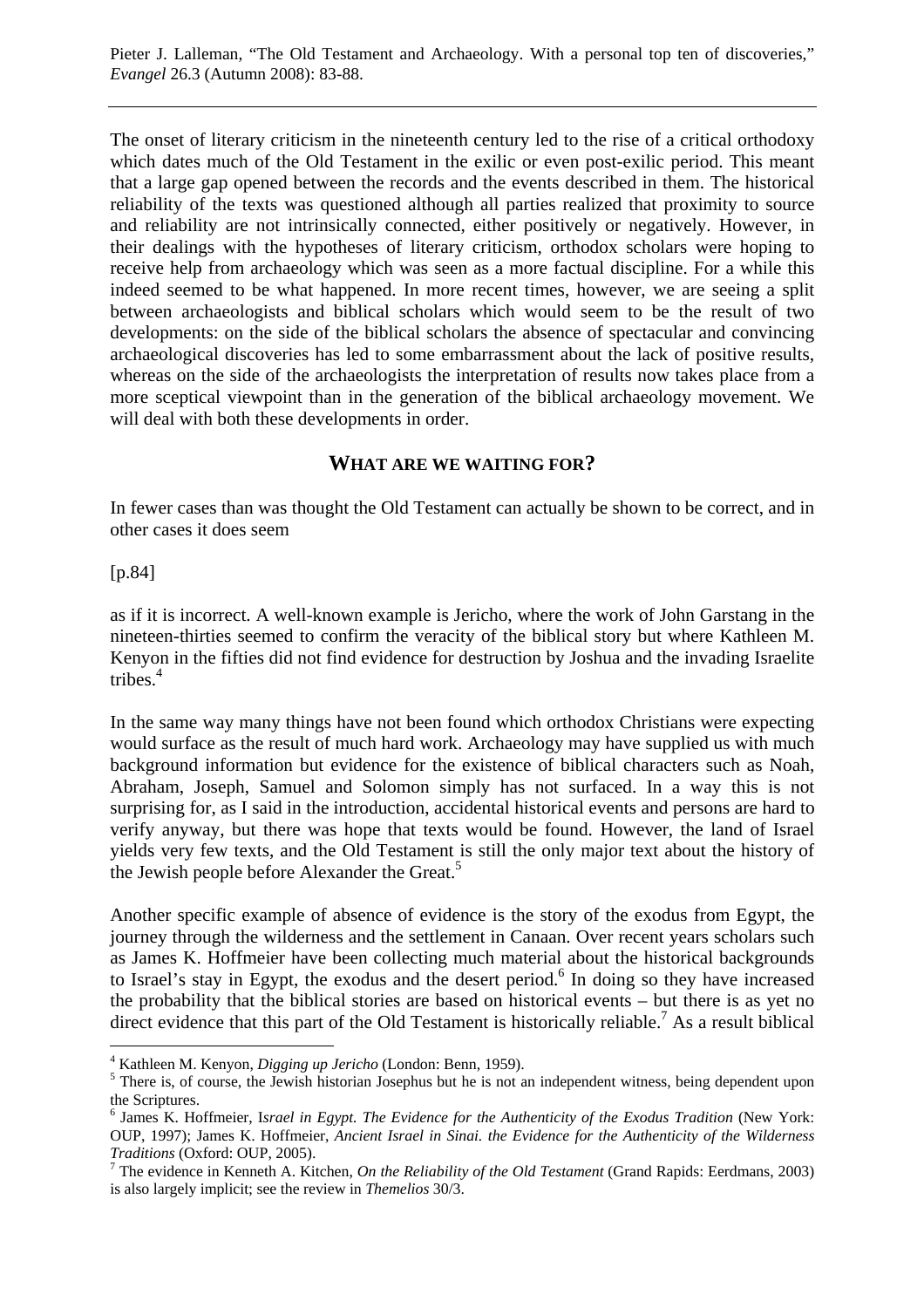The onset of literary criticism in the nineteenth century led to the rise of a critical orthodoxy which dates much of the Old Testament in the exilic or even post-exilic period. This meant that a large gap opened between the records and the events described in them. The historical reliability of the texts was questioned although all parties realized that proximity to source and reliability are not intrinsically connected, either positively or negatively. However, in their dealings with the hypotheses of literary criticism, orthodox scholars were hoping to receive help from archaeology which was seen as a more factual discipline. For a while this indeed seemed to be what happened. In more recent times, however, we are seeing a split between archaeologists and biblical scholars which would seem to be the result of two developments: on the side of the biblical scholars the absence of spectacular and convincing archaeological discoveries has led to some embarrassment about the lack of positive results, whereas on the side of the archaeologists the interpretation of results now takes place from a more sceptical viewpoint than in the generation of the biblical archaeology movement. We will deal with both these developments in order.

## WHAT ARE WE WAITING FOR?

In fewer cases than was thought the Old Testament can actually be shown to be correct, and in other cases it does seem

[p.84]

as if it is incorrect. A well-known example is Jericho, where the work of John Garstang in the nineteen-thirties seemed to confirm the veracity of the biblical story but where Kathleen M. Kenyon in the fifties did not find evidence for destruction by Joshua and the invading Israelite tribes.[4]

In the same way many things have not been found which orthodox Christians were expecting would surface as the result of much hard work. Archaeology may have supplied us with much background information but evidence for the existence of biblical characters such as Noah, Abraham, Joseph, Samuel and Solomon simply has not surfaced. In a way this is not surprising for, as I said in the introduction, accidental historical events and persons are hard to verify anyway, but there was hope that texts would be found. However, the land of Israel yields very few texts, and the Old Testament is still the only major text about the history of the Jewish people before Alexander the Great.[5]

Another specific example of absence of evidence is the story of the exodus from Egypt, the journey through the wilderness and the settlement in Canaan. Over recent years scholars such as James K. Hoffmeier have been collecting much material about the historical backgrounds to Israel's stay in Egypt, the exodus and the desert period.[6] In doing so they have increased the probability that the biblical stories are based on historical events – but there is as yet no direct evidence that this part of the Old Testament is historically reliable.[7] As a result biblical

---

[4] Kathleen M. Kenyon, *Digging up Jericho* (London: Benn, 1959).

[5] There is, of course, the Jewish historian Josephus but he is not an independent witness, being dependent upon the Scriptures.

[6] James K. Hoffmeier, I*srael in Egypt. The Evidence for the Authenticity of the Exodus Tradition* (New York: OUP, 1997); James K. Hoffmeier, *Ancient Israel in Sinai. the Evidence for the Authenticity of the Wilderness Traditions* (Oxford: OUP, 2005).

[7] The evidence in Kenneth A. Kitchen, *On the Reliability of the Old Testament* (Grand Rapids: Eerdmans, 2003) is also largely implicit; see the review in *Themelios* 30/3.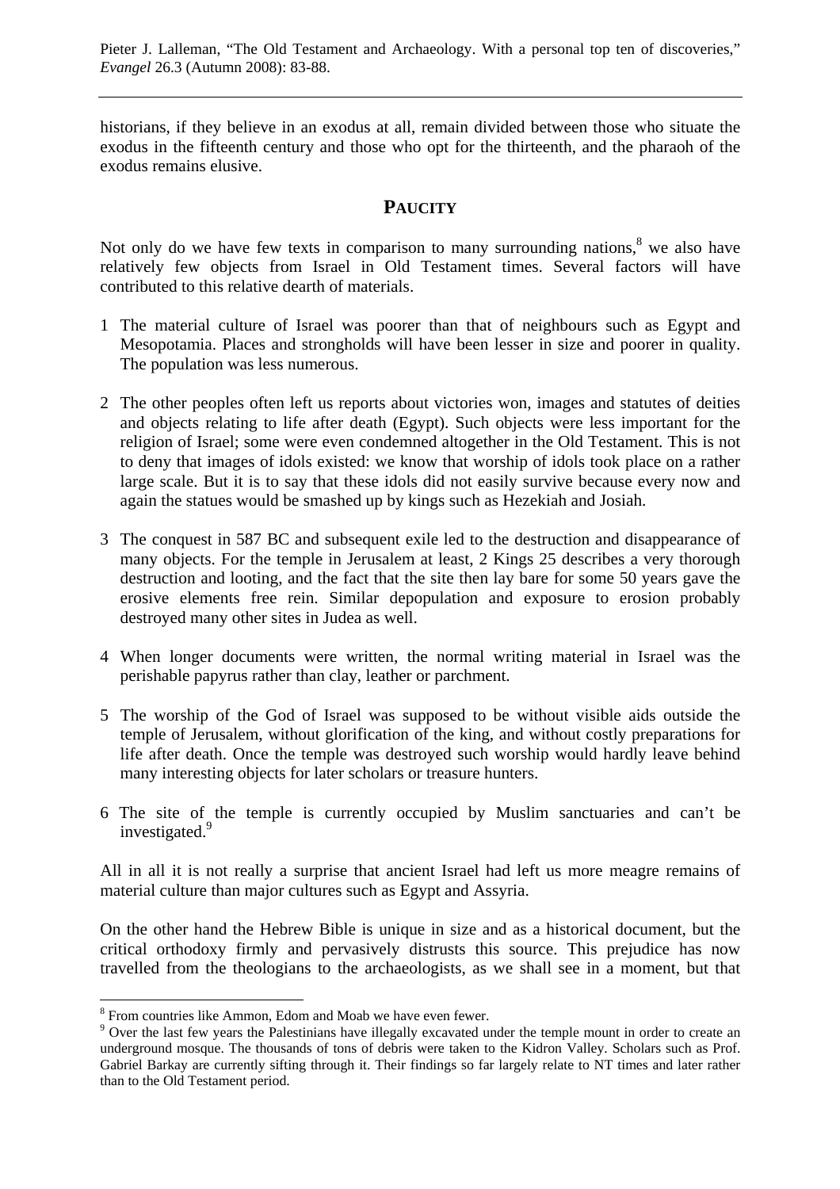historians, if they believe in an exodus at all, remain divided between those who situate the exodus in the fifteenth century and those who opt for the thirteenth, and the pharaoh of the exodus remains elusive.

## PAUCITY

Not only do we have few texts in comparison to many surrounding nations,[8] we also have relatively few objects from Israel in Old Testament times. Several factors will have contributed to this relative dearth of materials.

1. The material culture of Israel was poorer than that of neighbours such as Egypt and Mesopotamia. Places and strongholds will have been lesser in size and poorer in quality. The population was less numerous.

2. The other peoples often left us reports about victories won, images and statutes of deities and objects relating to life after death (Egypt). Such objects were less important for the religion of Israel; some were even condemned altogether in the Old Testament. This is not to deny that images of idols existed: we know that worship of idols took place on a rather large scale. But it is to say that these idols did not easily survive because every now and again the statues would be smashed up by kings such as Hezekiah and Josiah.

3. The conquest in 587 BC and subsequent exile led to the destruction and disappearance of many objects. For the temple in Jerusalem at least, 2 Kings 25 describes a very thorough destruction and looting, and the fact that the site then lay bare for some 50 years gave the erosive elements free rein. Similar depopulation and exposure to erosion probably destroyed many other sites in Judea as well.

4. When longer documents were written, the normal writing material in Israel was the perishable papyrus rather than clay, leather or parchment.

5. The worship of the God of Israel was supposed to be without visible aids outside the temple of Jerusalem, without glorification of the king, and without costly preparations for life after death. Once the temple was destroyed such worship would hardly leave behind many interesting objects for later scholars or treasure hunters.

6. The site of the temple is currently occupied by Muslim sanctuaries and can't be investigated.[9]

All in all it is not really a surprise that ancient Israel had left us more meagre remains of material culture than major cultures such as Egypt and Assyria.

On the other hand the Hebrew Bible is unique in size and as a historical document, but the critical orthodoxy firmly and pervasively distrusts this source. This prejudice has now travelled from the theologians to the archaeologists, as we shall see in a moment, but that

---

[8] From countries like Ammon, Edom and Moab we have even fewer.

[9] Over the last few years the Palestinians have illegally excavated under the temple mount in order to create an underground mosque. The thousands of tons of debris were taken to the Kidron Valley. Scholars such as Prof. Gabriel Barkay are currently sifting through it. Their findings so far largely relate to NT times and later rather than to the Old Testament period.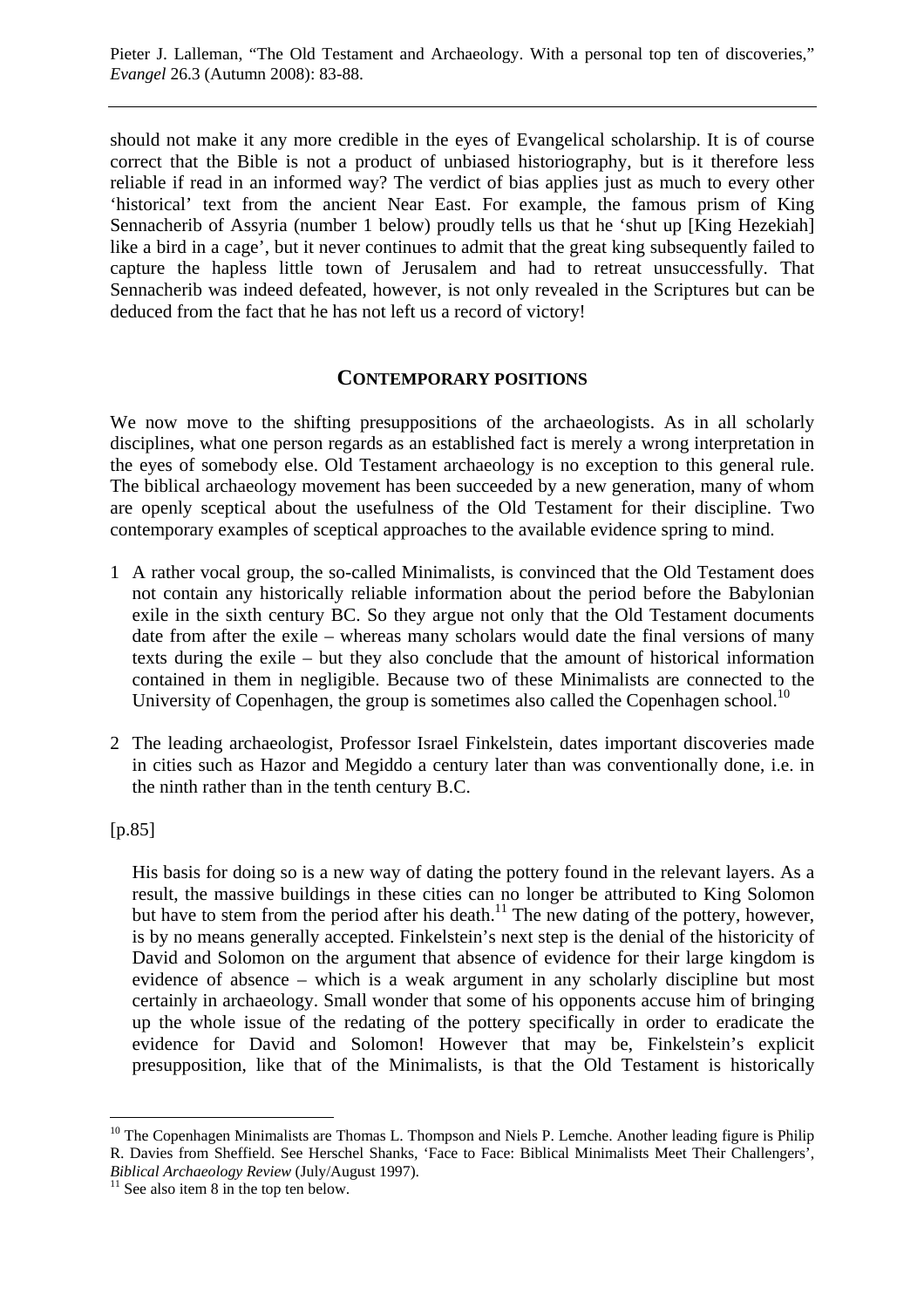should not make it any more credible in the eyes of Evangelical scholarship. It is of course correct that the Bible is not a product of unbiased historiography, but is it therefore less reliable if read in an informed way? The verdict of bias applies just as much to every other 'historical' text from the ancient Near East. For example, the famous prism of King Sennacherib of Assyria (number 1 below) proudly tells us that he 'shut up [King Hezekiah] like a bird in a cage', but it never continues to admit that the great king subsequently failed to capture the hapless little town of Jerusalem and had to retreat unsuccessfully. That Sennacherib was indeed defeated, however, is not only revealed in the Scriptures but can be deduced from the fact that he has not left us a record of victory!

## CONTEMPORARY POSITIONS

We now move to the shifting presuppositions of the archaeologists. As in all scholarly disciplines, what one person regards as an established fact is merely a wrong interpretation in the eyes of somebody else. Old Testament archaeology is no exception to this general rule. The biblical archaeology movement has been succeeded by a new generation, many of whom are openly sceptical about the usefulness of the Old Testament for their discipline. Two contemporary examples of sceptical approaches to the available evidence spring to mind.

1 A rather vocal group, the so-called Minimalists, is convinced that the Old Testament does not contain any historically reliable information about the period before the Babylonian exile in the sixth century BC. So they argue not only that the Old Testament documents date from after the exile – whereas many scholars would date the final versions of many texts during the exile – but they also conclude that the amount of historical information contained in them in negligible. Because two of these Minimalists are connected to the University of Copenhagen, the group is sometimes also called the Copenhagen school.[10]

2 The leading archaeologist, Professor Israel Finkelstein, dates important discoveries made in cities such as Hazor and Megiddo a century later than was conventionally done, i.e. in the ninth rather than in the tenth century B.C.

[p.85]

His basis for doing so is a new way of dating the pottery found in the relevant layers. As a result, the massive buildings in these cities can no longer be attributed to King Solomon but have to stem from the period after his death.[11] The new dating of the pottery, however, is by no means generally accepted. Finkelstein's next step is the denial of the historicity of David and Solomon on the argument that absence of evidence for their large kingdom is evidence of absence – which is a weak argument in any scholarly discipline but most certainly in archaeology. Small wonder that some of his opponents accuse him of bringing up the whole issue of the redating of the pottery specifically in order to eradicate the evidence for David and Solomon! However that may be, Finkelstein's explicit presupposition, like that of the Minimalists, is that the Old Testament is historically

---

[10] The Copenhagen Minimalists are Thomas L. Thompson and Niels P. Lemche. Another leading figure is Philip R. Davies from Sheffield. See Herschel Shanks, 'Face to Face: Biblical Minimalists Meet Their Challengers', *Biblical Archaeology Review* (July/August 1997).

[11] See also item 8 in the top ten below.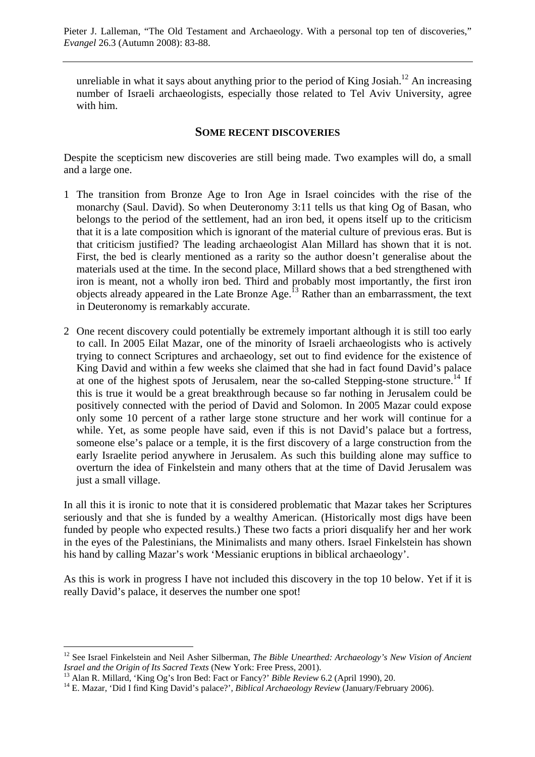unreliable in what it says about anything prior to the period of King Josiah.[12] An increasing number of Israeli archaeologists, especially those related to Tel Aviv University, agree with him.

## SOME RECENT DISCOVERIES

Despite the scepticism new discoveries are still being made. Two examples will do, a small and a large one.

1. The transition from Bronze Age to Iron Age in Israel coincides with the rise of the monarchy (Saul. David). So when Deuteronomy 3:11 tells us that king Og of Basan, who belongs to the period of the settlement, had an iron bed, it opens itself up to the criticism that it is a late composition which is ignorant of the material culture of previous eras. But is that criticism justified? The leading archaeologist Alan Millard has shown that it is not. First, the bed is clearly mentioned as a rarity so the author doesn't generalise about the materials used at the time. In the second place, Millard shows that a bed strengthened with iron is meant, not a wholly iron bed. Third and probably most importantly, the first iron objects already appeared in the Late Bronze Age.[13] Rather than an embarrassment, the text in Deuteronomy is remarkably accurate.

2. One recent discovery could potentially be extremely important although it is still too early to call. In 2005 Eilat Mazar, one of the minority of Israeli archaeologists who is actively trying to connect Scriptures and archaeology, set out to find evidence for the existence of King David and within a few weeks she claimed that she had in fact found David's palace at one of the highest spots of Jerusalem, near the so-called Stepping-stone structure.[14] If this is true it would be a great breakthrough because so far nothing in Jerusalem could be positively connected with the period of David and Solomon. In 2005 Mazar could expose only some 10 percent of a rather large stone structure and her work will continue for a while. Yet, as some people have said, even if this is not David's palace but a fortress, someone else's palace or a temple, it is the first discovery of a large construction from the early Israelite period anywhere in Jerusalem. As such this building alone may suffice to overturn the idea of Finkelstein and many others that at the time of David Jerusalem was just a small village.

In all this it is ironic to note that it is considered problematic that Mazar takes her Scriptures seriously and that she is funded by a wealthy American. (Historically most digs have been funded by people who expected results.) These two facts a priori disqualify her and her work in the eyes of the Palestinians, the Minimalists and many others. Israel Finkelstein has shown his hand by calling Mazar's work 'Messianic eruptions in biblical archaeology'.

As this is work in progress I have not included this discovery in the top 10 below. Yet if it is really David's palace, it deserves the number one spot!

---

[12] See Israel Finkelstein and Neil Asher Silberman, *The Bible Unearthed: Archaeology's New Vision of Ancient Israel and the Origin of Its Sacred Texts* (New York: Free Press, 2001).

[13] Alan R. Millard, 'King Og's Iron Bed: Fact or Fancy?' *Bible Review* 6.2 (April 1990), 20.

[14] E. Mazar, 'Did I find King David's palace?', *Biblical Archaeology Review* (January/February 2006).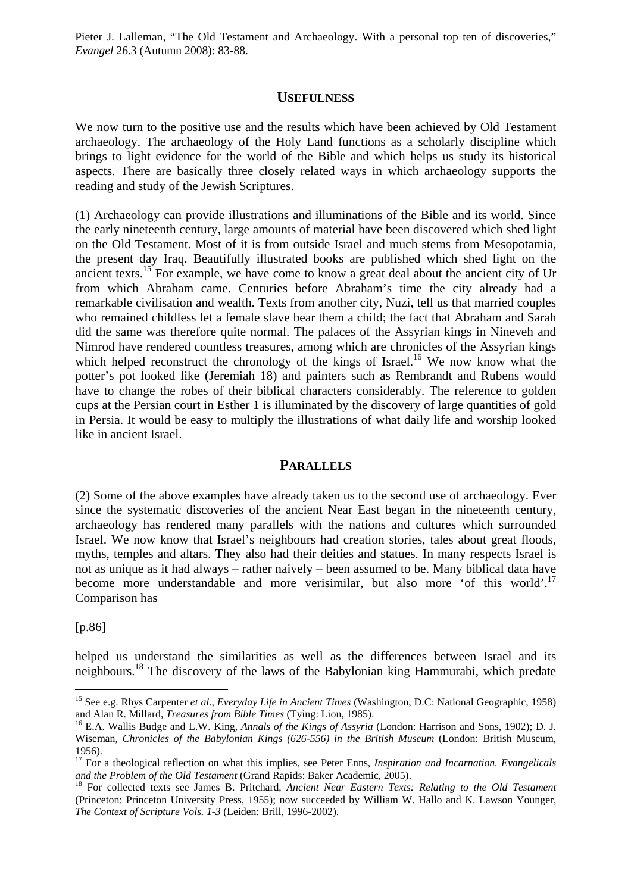## USEFULNESS

We now turn to the positive use and the results which have been achieved by Old Testament archaeology. The archaeology of the Holy Land functions as a scholarly discipline which brings to light evidence for the world of the Bible and which helps us study its historical aspects. There are basically three closely related ways in which archaeology supports the reading and study of the Jewish Scriptures.

(1) Archaeology can provide illustrations and illuminations of the Bible and its world. Since the early nineteenth century, large amounts of material have been discovered which shed light on the Old Testament. Most of it is from outside Israel and much stems from Mesopotamia, the present day Iraq. Beautifully illustrated books are published which shed light on the ancient texts.[15] For example, we have come to know a great deal about the ancient city of Ur from which Abraham came. Centuries before Abraham's time the city already had a remarkable civilisation and wealth. Texts from another city, Nuzi, tell us that married couples who remained childless let a female slave bear them a child; the fact that Abraham and Sarah did the same was therefore quite normal. The palaces of the Assyrian kings in Nineveh and Nimrod have rendered countless treasures, among which are chronicles of the Assyrian kings which helped reconstruct the chronology of the kings of Israel.[16] We now know what the potter's pot looked like (Jeremiah 18) and painters such as Rembrandt and Rubens would have to change the robes of their biblical characters considerably. The reference to golden cups at the Persian court in Esther 1 is illuminated by the discovery of large quantities of gold in Persia. It would be easy to multiply the illustrations of what daily life and worship looked like in ancient Israel.

## PARALLELS

(2) Some of the above examples have already taken us to the second use of archaeology. Ever since the systematic discoveries of the ancient Near East began in the nineteenth century, archaeology has rendered many parallels with the nations and cultures which surrounded Israel. We now know that Israel's neighbours had creation stories, tales about great floods, myths, temples and altars. They also had their deities and statues. In many respects Israel is not as unique as it had always – rather naively – been assumed to be. Many biblical data have become more understandable and more verisimilar, but also more 'of this world'.[17] Comparison has

[p.86]

helped us understand the similarities as well as the differences between Israel and its neighbours.[18] The discovery of the laws of the Babylonian king Hammurabi, which predate

---

[15] See e.g. Rhys Carpenter *et al*., *Everyday Life in Ancient Times* (Washington, D.C: National Geographic, 1958) and Alan R. Millard, *Treasures from Bible Times* (Tying: Lion, 1985).

[16] E.A. Wallis Budge and L.W. King, *Annals of the Kings of Assyria* (London: Harrison and Sons, 1902); D. J. Wiseman, *Chronicles of the Babylonian Kings (626-556) in the British Museum* (London: British Museum, 1956).

[17] For a theological reflection on what this implies, see Peter Enns, *Inspiration and Incarnation. Evangelicals and the Problem of the Old Testament* (Grand Rapids: Baker Academic, 2005).

[18] For collected texts see James B. Pritchard, *Ancient Near Eastern Texts: Relating to the Old Testament* (Princeton: Princeton University Press, 1955); now succeeded by William W. Hallo and K. Lawson Younger, *The Context of Scripture Vols. 1-3* (Leiden: Brill, 1996-2002).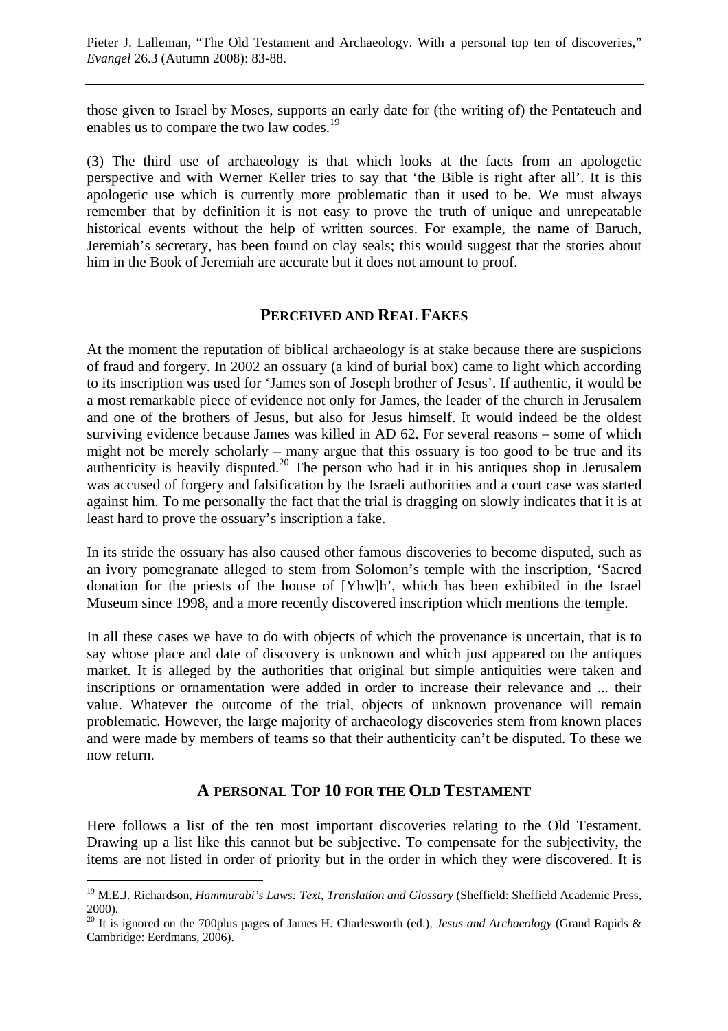those given to Israel by Moses, supports an early date for (the writing of) the Pentateuch and enables us to compare the two law codes.[19]

(3) The third use of archaeology is that which looks at the facts from an apologetic perspective and with Werner Keller tries to say that 'the Bible is right after all'. It is this apologetic use which is currently more problematic than it used to be. We must always remember that by definition it is not easy to prove the truth of unique and unrepeatable historical events without the help of written sources. For example, the name of Baruch, Jeremiah's secretary, has been found on clay seals; this would suggest that the stories about him in the Book of Jeremiah are accurate but it does not amount to proof.

## PERCEIVED AND REAL FAKES

At the moment the reputation of biblical archaeology is at stake because there are suspicions of fraud and forgery. In 2002 an ossuary (a kind of burial box) came to light which according to its inscription was used for 'James son of Joseph brother of Jesus'. If authentic, it would be a most remarkable piece of evidence not only for James, the leader of the church in Jerusalem and one of the brothers of Jesus, but also for Jesus himself. It would indeed be the oldest surviving evidence because James was killed in AD 62. For several reasons – some of which might not be merely scholarly – many argue that this ossuary is too good to be true and its authenticity is heavily disputed.[20] The person who had it in his antiques shop in Jerusalem was accused of forgery and falsification by the Israeli authorities and a court case was started against him. To me personally the fact that the trial is dragging on slowly indicates that it is at least hard to prove the ossuary's inscription a fake.

In its stride the ossuary has also caused other famous discoveries to become disputed, such as an ivory pomegranate alleged to stem from Solomon's temple with the inscription, 'Sacred donation for the priests of the house of [Yhw]h', which has been exhibited in the Israel Museum since 1998, and a more recently discovered inscription which mentions the temple.

In all these cases we have to do with objects of which the provenance is uncertain, that is to say whose place and date of discovery is unknown and which just appeared on the antiques market. It is alleged by the authorities that original but simple antiquities were taken and inscriptions or ornamentation were added in order to increase their relevance and ... their value. Whatever the outcome of the trial, objects of unknown provenance will remain problematic. However, the large majority of archaeology discoveries stem from known places and were made by members of teams so that their authenticity can't be disputed. To these we now return.

## A PERSONAL TOP 10 FOR THE OLD TESTAMENT

Here follows a list of the ten most important discoveries relating to the Old Testament. Drawing up a list like this cannot but be subjective. To compensate for the subjectivity, the items are not listed in order of priority but in the order in which they were discovered. It is

---

[19] M.E.J. Richardson, *Hammurabi's Laws: Text, Translation and Glossary* (Sheffield: Sheffield Academic Press, 2000).

[20] It is ignored on the 700plus pages of James H. Charlesworth (ed.), *Jesus and Archaeology* (Grand Rapids & Cambridge: Eerdmans, 2006).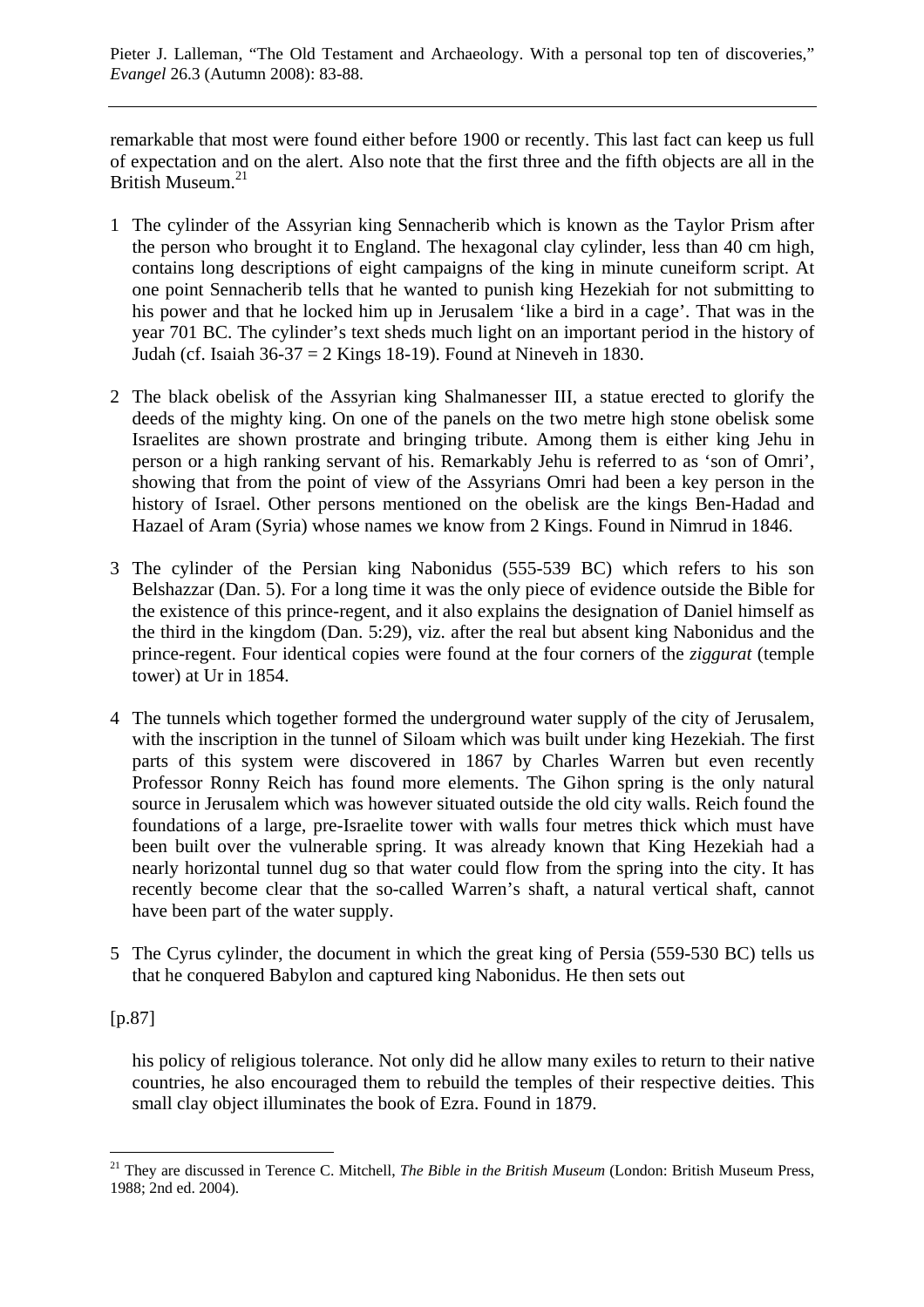remarkable that most were found either before 1900 or recently. This last fact can keep us full of expectation and on the alert. Also note that the first three and the fifth objects are all in the British Museum.[21]

1 The cylinder of the Assyrian king Sennacherib which is known as the Taylor Prism after the person who brought it to England. The hexagonal clay cylinder, less than 40 cm high, contains long descriptions of eight campaigns of the king in minute cuneiform script. At one point Sennacherib tells that he wanted to punish king Hezekiah for not submitting to his power and that he locked him up in Jerusalem 'like a bird in a cage'. That was in the year 701 BC. The cylinder's text sheds much light on an important period in the history of Judah (cf. Isaiah 36-37 = 2 Kings 18-19). Found at Nineveh in 1830.

2 The black obelisk of the Assyrian king Shalmanesser III, a statue erected to glorify the deeds of the mighty king. On one of the panels on the two metre high stone obelisk some Israelites are shown prostrate and bringing tribute. Among them is either king Jehu in person or a high ranking servant of his. Remarkably Jehu is referred to as 'son of Omri', showing that from the point of view of the Assyrians Omri had been a key person in the history of Israel. Other persons mentioned on the obelisk are the kings Ben-Hadad and Hazael of Aram (Syria) whose names we know from 2 Kings. Found in Nimrud in 1846.

3 The cylinder of the Persian king Nabonidus (555-539 BC) which refers to his son Belshazzar (Dan. 5). For a long time it was the only piece of evidence outside the Bible for the existence of this prince-regent, and it also explains the designation of Daniel himself as the third in the kingdom (Dan. 5:29), viz. after the real but absent king Nabonidus and the prince-regent. Four identical copies were found at the four corners of the *ziggurat* (temple tower) at Ur in 1854.

4 The tunnels which together formed the underground water supply of the city of Jerusalem, with the inscription in the tunnel of Siloam which was built under king Hezekiah. The first parts of this system were discovered in 1867 by Charles Warren but even recently Professor Ronny Reich has found more elements. The Gihon spring is the only natural source in Jerusalem which was however situated outside the old city walls. Reich found the foundations of a large, pre-Israelite tower with walls four metres thick which must have been built over the vulnerable spring. It was already known that King Hezekiah had a nearly horizontal tunnel dug so that water could flow from the spring into the city. It has recently become clear that the so-called Warren's shaft, a natural vertical shaft, cannot have been part of the water supply.

5 The Cyrus cylinder, the document in which the great king of Persia (559-530 BC) tells us that he conquered Babylon and captured king Nabonidus. He then sets out

[p.87]

his policy of religious tolerance. Not only did he allow many exiles to return to their native countries, he also encouraged them to rebuild the temples of their respective deities. This small clay object illuminates the book of Ezra. Found in 1879.

---

[21] They are discussed in Terence C. Mitchell, *The Bible in the British Museum* (London: British Museum Press, 1988; 2nd ed. 2004).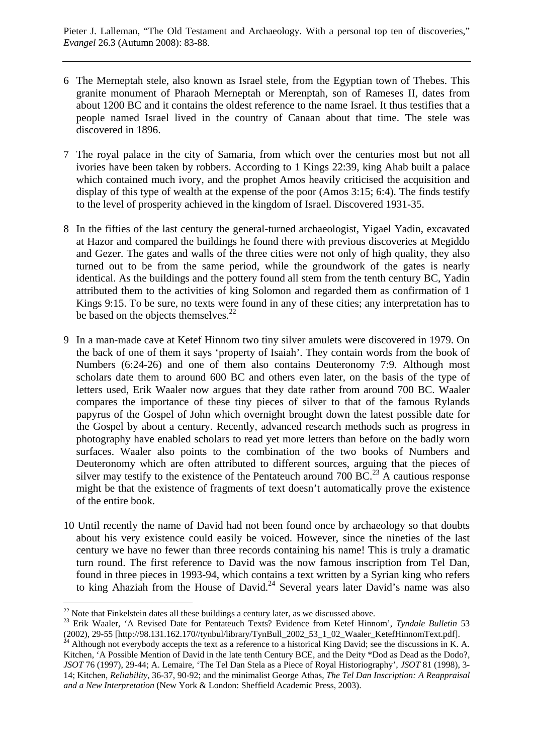6 The Merneptah stele, also known as Israel stele, from the Egyptian town of Thebes. This granite monument of Pharaoh Merneptah or Merenptah, son of Rameses II, dates from about 1200 BC and it contains the oldest reference to the name Israel. It thus testifies that a people named Israel lived in the country of Canaan about that time. The stele was discovered in 1896.

7 The royal palace in the city of Samaria, from which over the centuries most but not all ivories have been taken by robbers. According to 1 Kings 22:39, king Ahab built a palace which contained much ivory, and the prophet Amos heavily criticised the acquisition and display of this type of wealth at the expense of the poor (Amos 3:15; 6:4). The finds testify to the level of prosperity achieved in the kingdom of Israel. Discovered 1931-35.

8 In the fifties of the last century the general-turned archaeologist, Yigael Yadin, excavated at Hazor and compared the buildings he found there with previous discoveries at Megiddo and Gezer. The gates and walls of the three cities were not only of high quality, they also turned out to be from the same period, while the groundwork of the gates is nearly identical. As the buildings and the pottery found all stem from the tenth century BC, Yadin attributed them to the activities of king Solomon and regarded them as confirmation of 1 Kings 9:15. To be sure, no texts were found in any of these cities; any interpretation has to be based on the objects themselves.[22]

9 In a man-made cave at Ketef Hinnom two tiny silver amulets were discovered in 1979. On the back of one of them it says 'property of Isaiah'. They contain words from the book of Numbers (6:24-26) and one of them also contains Deuteronomy 7:9. Although most scholars date them to around 600 BC and others even later, on the basis of the type of letters used, Erik Waaler now argues that they date rather from around 700 BC. Waaler compares the importance of these tiny pieces of silver to that of the famous Rylands papyrus of the Gospel of John which overnight brought down the latest possible date for the Gospel by about a century. Recently, advanced research methods such as progress in photography have enabled scholars to read yet more letters than before on the badly worn surfaces. Waaler also points to the combination of the two books of Numbers and Deuteronomy which are often attributed to different sources, arguing that the pieces of silver may testify to the existence of the Pentateuch around 700 BC.[23] A cautious response might be that the existence of fragments of text doesn't automatically prove the existence of the entire book.

10 Until recently the name of David had not been found once by archaeology so that doubts about his very existence could easily be voiced. However, since the nineties of the last century we have no fewer than three records containing his name! This is truly a dramatic turn round. The first reference to David was the now famous inscription from Tel Dan, found in three pieces in 1993-94, which contains a text written by a Syrian king who refers to king Ahaziah from the House of David.[24] Several years later David's name was also

---

[22] Note that Finkelstein dates all these buildings a century later, as we discussed above.

[23] Erik Waaler, 'A Revised Date for Pentateuch Texts? Evidence from Ketef Hinnom', *Tyndale Bulletin* 53 (2002), 29-55 [http://98.131.162.170//tynbul/library/TynBull_2002_53_1_02_Waaler_KetefHinnomText.pdf].

[24] Although not everybody accepts the text as a reference to a historical King David; see the discussions in K. A. Kitchen, 'A Possible Mention of David in the late tenth Century BCE, and the Deity *Dod as Dead as the Dodo?, *JSOT* 76 (1997), 29-44; A. Lemaire, 'The Tel Dan Stela as a Piece of Royal Historiography', *JSOT* 81 (1998), 3-14; Kitchen, *Reliability*, 36-37, 90-92; and the minimalist George Athas, *The Tel Dan Inscription: A Reappraisal and a New Interpretation* (New York & London: Sheffield Academic Press, 2003).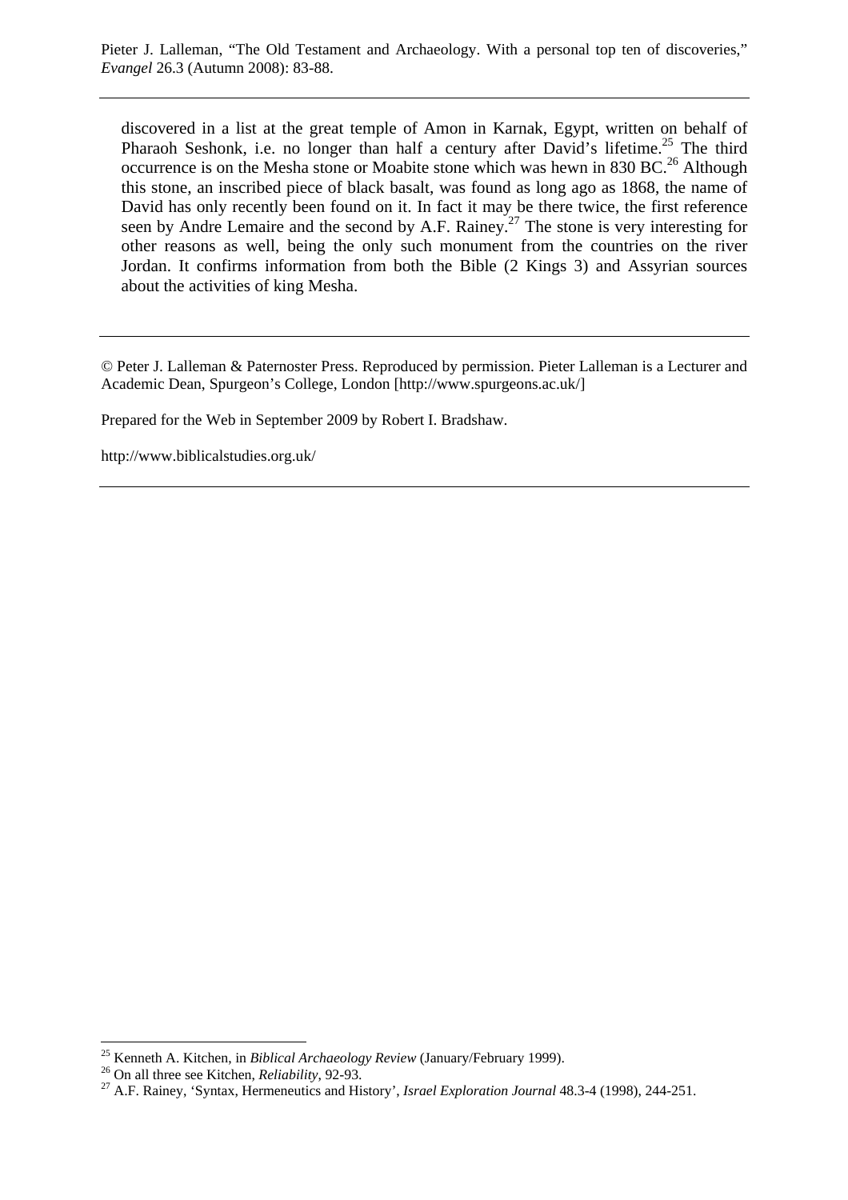discovered in a list at the great temple of Amon in Karnak, Egypt, written on behalf of Pharaoh Seshonk, i.e. no longer than half a century after David's lifetime.[25] The third occurrence is on the Mesha stone or Moabite stone which was hewn in 830 BC.[26] Although this stone, an inscribed piece of black basalt, was found as long ago as 1868, the name of David has only recently been found on it. In fact it may be there twice, the first reference seen by Andre Lemaire and the second by A.F. Rainey.[27] The stone is very interesting for other reasons as well, being the only such monument from the countries on the river Jordan. It confirms information from both the Bible (2 Kings 3) and Assyrian sources about the activities of king Mesha.

---

© Peter J. Lalleman & Paternoster Press. Reproduced by permission. Pieter Lalleman is a Lecturer and Academic Dean, Spurgeon's College, London [http://www.spurgeons.ac.uk/]

Prepared for the Web in September 2009 by Robert I. Bradshaw.

http://www.biblicalstudies.org.uk/

---

[25] Kenneth A. Kitchen, in *Biblical Archaeology Review* (January/February 1999).

[26] On all three see Kitchen, *Reliability*, 92-93.

[27] A.F. Rainey, 'Syntax, Hermeneutics and History', *Israel Exploration Journal* 48.3-4 (1998), 244-251.